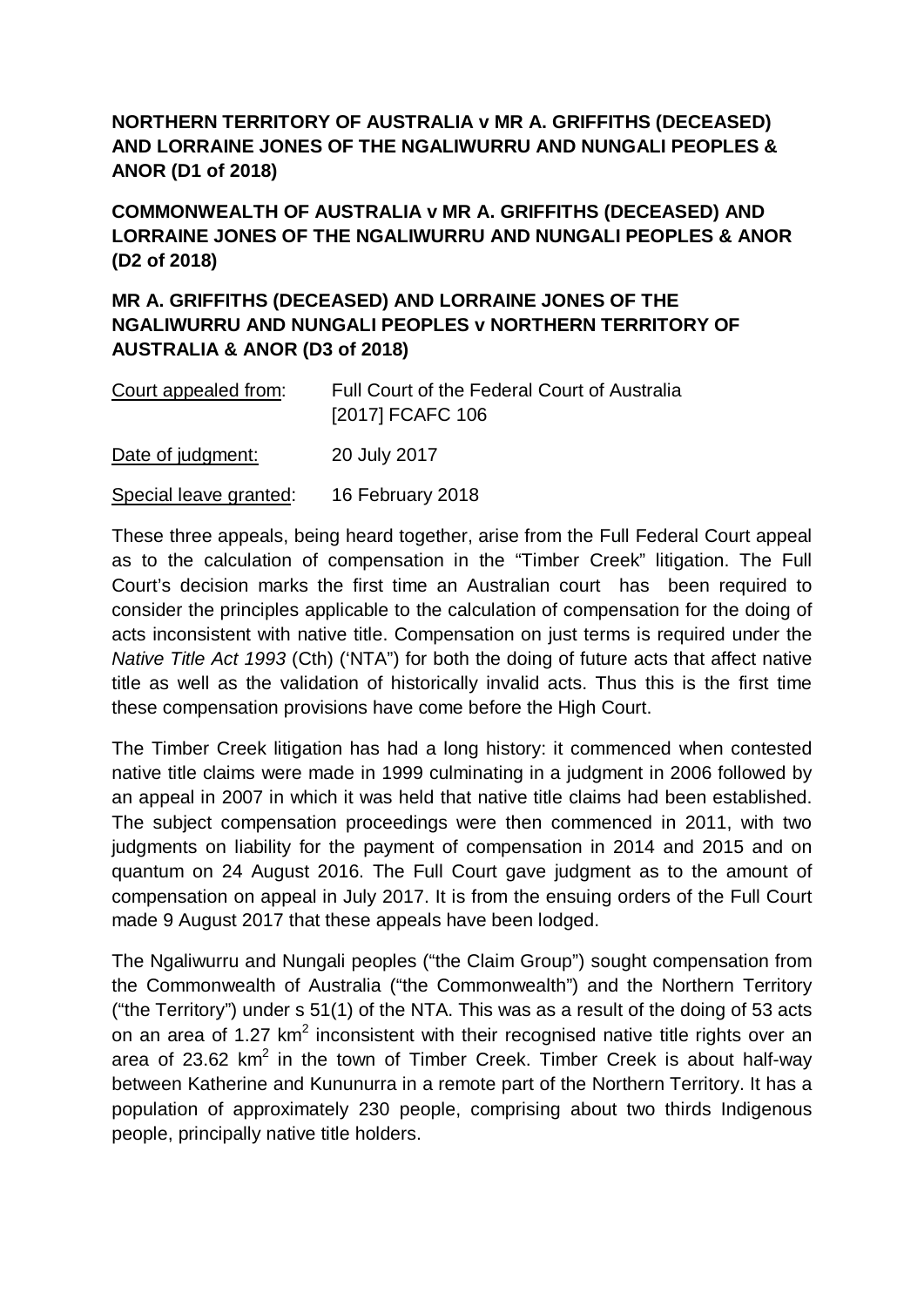**NORTHERN TERRITORY OF AUSTRALIA v MR A. GRIFFITHS (DECEASED) AND LORRAINE JONES OF THE NGALIWURRU AND NUNGALI PEOPLES & ANOR (D1 of 2018)**

**COMMONWEALTH OF AUSTRALIA v MR A. GRIFFITHS (DECEASED) AND LORRAINE JONES OF THE NGALIWURRU AND NUNGALI PEOPLES & ANOR (D2 of 2018)**

**MR A. GRIFFITHS (DECEASED) AND LORRAINE JONES OF THE NGALIWURRU AND NUNGALI PEOPLES v NORTHERN TERRITORY OF AUSTRALIA & ANOR (D3 of 2018)**

| | |
|---|---|
| Court appealed from: | Full Court of the Federal Court of Australia [2017] FCAFC 106 |
| Date of judgment: | 20 July 2017 |
| Special leave granted: | 16 February 2018 |

These three appeals, being heard together, arise from the Full Federal Court appeal as to the calculation of compensation in the "Timber Creek" litigation. The Full Court's decision marks the first time an Australian court has been required to consider the principles applicable to the calculation of compensation for the doing of acts inconsistent with native title. Compensation on just terms is required under the *Native Title Act 1993* (Cth) ('NTA") for both the doing of future acts that affect native title as well as the validation of historically invalid acts. Thus this is the first time these compensation provisions have come before the High Court.

The Timber Creek litigation has had a long history: it commenced when contested native title claims were made in 1999 culminating in a judgment in 2006 followed by an appeal in 2007 in which it was held that native title claims had been established. The subject compensation proceedings were then commenced in 2011, with two judgments on liability for the payment of compensation in 2014 and 2015 and on quantum on 24 August 2016. The Full Court gave judgment as to the amount of compensation on appeal in July 2017. It is from the ensuing orders of the Full Court made 9 August 2017 that these appeals have been lodged.

The Ngaliwurru and Nungali peoples ("the Claim Group") sought compensation from the Commonwealth of Australia ("the Commonwealth") and the Northern Territory ("the Territory") under s 51(1) of the NTA. This was as a result of the doing of 53 acts on an area of 1.27 $km^2$ inconsistent with their recognised native title rights over an area of 23.62 $km^2$ in the town of Timber Creek. Timber Creek is about half-way between Katherine and Kununurra in a remote part of the Northern Territory. It has a population of approximately 230 people, comprising about two thirds Indigenous people, principally native title holders.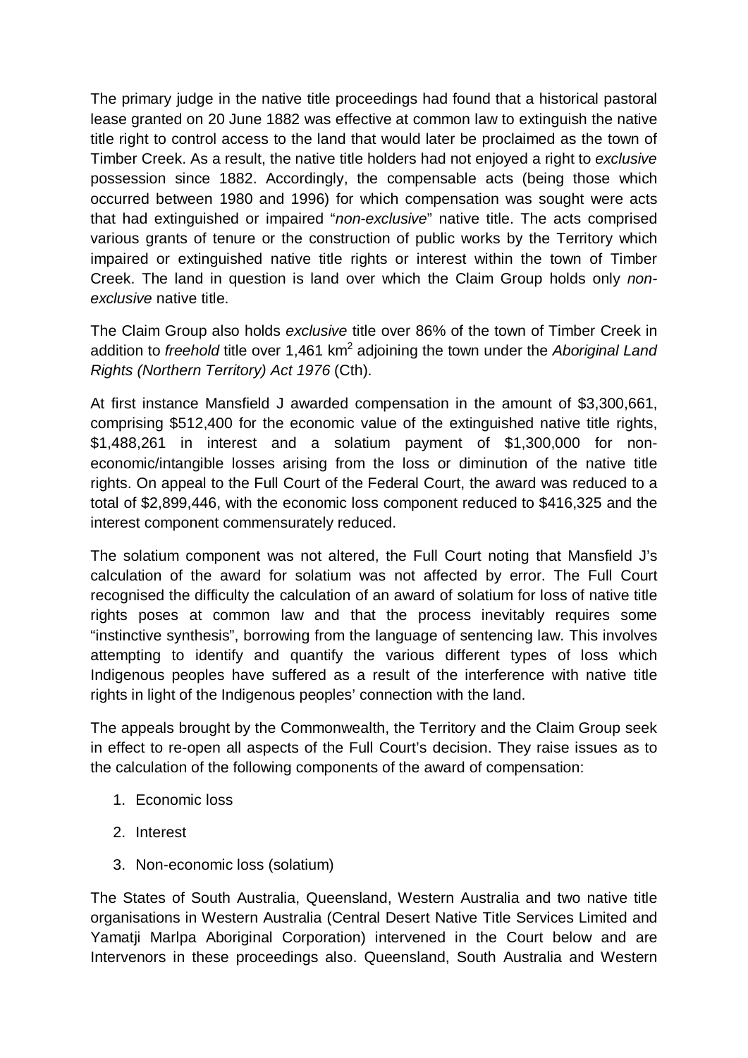The primary judge in the native title proceedings had found that a historical pastoral lease granted on 20 June 1882 was effective at common law to extinguish the native title right to control access to the land that would later be proclaimed as the town of Timber Creek. As a result, the native title holders had not enjoyed a right to *exclusive* possession since 1882. Accordingly, the compensable acts (being those which occurred between 1980 and 1996) for which compensation was sought were acts that had extinguished or impaired "*non-exclusive*" native title. The acts comprised various grants of tenure or the construction of public works by the Territory which impaired or extinguished native title rights or interest within the town of Timber Creek. The land in question is land over which the Claim Group holds only *non-exclusive* native title.

The Claim Group also holds *exclusive* title over 86% of the town of Timber Creek in addition to *freehold* title over 1,461 km$^2$ adjoining the town under the *Aboriginal Land Rights (Northern Territory) Act 1976* (Cth).

At first instance Mansfield J awarded compensation in the amount of $3,300,661, comprising $512,400 for the economic value of the extinguished native title rights, $1,488,261 in interest and a solatium payment of $1,300,000 for non-economic/intangible losses arising from the loss or diminution of the native title rights. On appeal to the Full Court of the Federal Court, the award was reduced to a total of $2,899,446, with the economic loss component reduced to $416,325 and the interest component commensurately reduced.

The solatium component was not altered, the Full Court noting that Mansfield J's calculation of the award for solatium was not affected by error. The Full Court recognised the difficulty the calculation of an award of solatium for loss of native title rights poses at common law and that the process inevitably requires some "instinctive synthesis", borrowing from the language of sentencing law. This involves attempting to identify and quantify the various different types of loss which Indigenous peoples have suffered as a result of the interference with native title rights in light of the Indigenous peoples' connection with the land.

The appeals brought by the Commonwealth, the Territory and the Claim Group seek in effect to re-open all aspects of the Full Court's decision. They raise issues as to the calculation of the following components of the award of compensation:

1. Economic loss
2. Interest
3. Non-economic loss (solatium)

The States of South Australia, Queensland, Western Australia and two native title organisations in Western Australia (Central Desert Native Title Services Limited and Yamatji Marlpa Aboriginal Corporation) intervened in the Court below and are Intervenors in these proceedings also. Queensland, South Australia and Western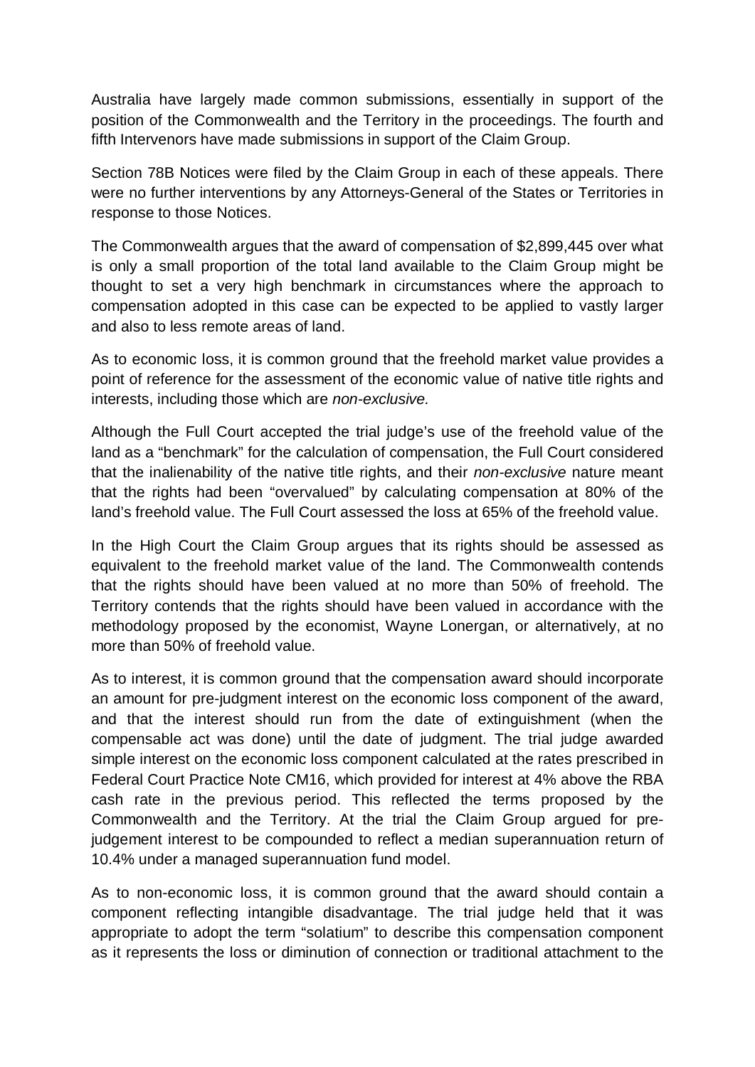Australia have largely made common submissions, essentially in support of the position of the Commonwealth and the Territory in the proceedings. The fourth and fifth Intervenors have made submissions in support of the Claim Group.

Section 78B Notices were filed by the Claim Group in each of these appeals. There were no further interventions by any Attorneys-General of the States or Territories in response to those Notices.

The Commonwealth argues that the award of compensation of $2,899,445 over what is only a small proportion of the total land available to the Claim Group might be thought to set a very high benchmark in circumstances where the approach to compensation adopted in this case can be expected to be applied to vastly larger and also to less remote areas of land.

As to economic loss, it is common ground that the freehold market value provides a point of reference for the assessment of the economic value of native title rights and interests, including those which are *non-exclusive.*

Although the Full Court accepted the trial judge's use of the freehold value of the land as a "benchmark" for the calculation of compensation, the Full Court considered that the inalienability of the native title rights, and their *non-exclusive* nature meant that the rights had been "overvalued" by calculating compensation at 80% of the land's freehold value. The Full Court assessed the loss at 65% of the freehold value.

In the High Court the Claim Group argues that its rights should be assessed as equivalent to the freehold market value of the land. The Commonwealth contends that the rights should have been valued at no more than 50% of freehold. The Territory contends that the rights should have been valued in accordance with the methodology proposed by the economist, Wayne Lonergan, or alternatively, at no more than 50% of freehold value.

As to interest, it is common ground that the compensation award should incorporate an amount for pre-judgment interest on the economic loss component of the award, and that the interest should run from the date of extinguishment (when the compensable act was done) until the date of judgment. The trial judge awarded simple interest on the economic loss component calculated at the rates prescribed in Federal Court Practice Note CM16, which provided for interest at 4% above the RBA cash rate in the previous period. This reflected the terms proposed by the Commonwealth and the Territory. At the trial the Claim Group argued for pre-judgement interest to be compounded to reflect a median superannuation return of 10.4% under a managed superannuation fund model.

As to non-economic loss, it is common ground that the award should contain a component reflecting intangible disadvantage. The trial judge held that it was appropriate to adopt the term "solatium" to describe this compensation component as it represents the loss or diminution of connection or traditional attachment to the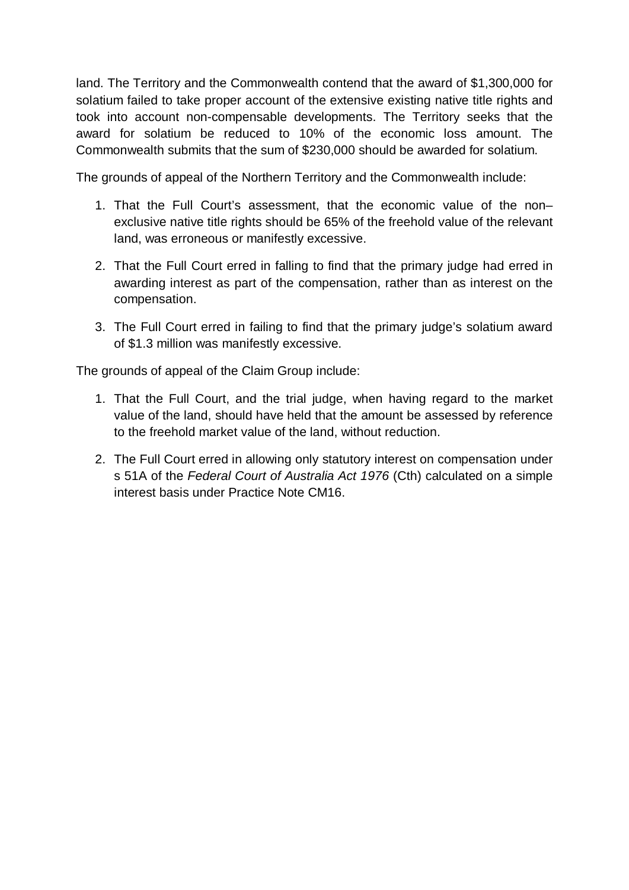land. The Territory and the Commonwealth contend that the award of $1,300,000 for solatium failed to take proper account of the extensive existing native title rights and took into account non-compensable developments. The Territory seeks that the award for solatium be reduced to 10% of the economic loss amount. The Commonwealth submits that the sum of $230,000 should be awarded for solatium.

The grounds of appeal of the Northern Territory and the Commonwealth include:

1. That the Full Court's assessment, that the economic value of the non–exclusive native title rights should be 65% of the freehold value of the relevant land, was erroneous or manifestly excessive.
2. That the Full Court erred in falling to find that the primary judge had erred in awarding interest as part of the compensation, rather than as interest on the compensation.
3. The Full Court erred in failing to find that the primary judge's solatium award of $1.3 million was manifestly excessive.

The grounds of appeal of the Claim Group include:

1. That the Full Court, and the trial judge, when having regard to the market value of the land, should have held that the amount be assessed by reference to the freehold market value of the land, without reduction.
2. The Full Court erred in allowing only statutory interest on compensation under s 51A of the *Federal Court of Australia Act 1976* (Cth) calculated on a simple interest basis under Practice Note CM16.